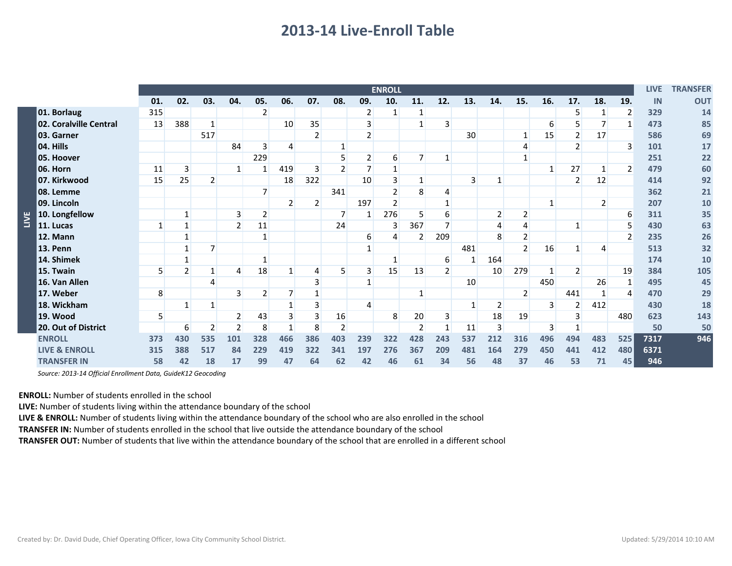# 2013-14 Live-Enroll Table

| | ENROLL | | | | | | | | | | | | | | | | | | | LIVE | TRANSFER |
|---|---|---|---|---|---|---|---|---|---|---|---|---|---|---|---|---|---|---|---|---|---|
| | 01. | 02. | 03. | 04. | 05. | 06. | 07. | 08. | 09. | 10. | 11. | 12. | 13. | 14. | 15. | 16. | 17. | 18. | 19. | IN | OUT |
| **LIVE** 01. Borlaug | 315 | | | | 2 | | | | 2 | 1 | 1 | | | | | | 5 | 1 | 2 | 329 | 14 |
| 02. Coralville Central | 13 | 388 | 1 | | | 10 | 35 | | 3 | | 1 | 3 | | | | 6 | 5 | 7 | 1 | 473 | 85 |
| 03. Garner | | | 517 | | | | 2 | | 2 | | | | 30 | | 1 | 15 | 2 | 17 | | 586 | 69 |
| 04. Hills | | | | 84 | 3 | 4 | | 1 | | | | | | | 4 | | 2 | | 3 | 101 | 17 |
| 05. Hoover | | | | | 229 | | | 5 | 2 | 6 | 7 | 1 | | | 1 | | | | | 251 | 22 |
| 06. Horn | 11 | 3 | | 1 | 1 | 419 | 3 | 2 | 7 | 1 | | | | | | 1 | 27 | 1 | 2 | 479 | 60 |
| 07. Kirkwood | 15 | 25 | 2 | | | 18 | 322 | | 10 | 3 | 1 | | 3 | 1 | | | 2 | 12 | | 414 | 92 |
| 08. Lemme | | | | | 7 | | | 341 | | 2 | 8 | 4 | | | | | | | | 362 | 21 |
| 09. Lincoln | | | | | | 2 | 2 | | 197 | 2 | | 1 | | | | 1 | | 2 | | 207 | 10 |
| 10. Longfellow | | 1 | | 3 | 2 | | | 7 | 1 | 276 | 5 | 6 | | 2 | 2 | | | | 6 | 311 | 35 |
| 11. Lucas | 1 | 1 | | 2 | 11 | | | 24 | | 3 | 367 | 7 | | 4 | 4 | | 1 | | 5 | 430 | 63 |
| 12. Mann | | 1 | | | 1 | | | | 6 | 4 | 2 | 209 | | 8 | 2 | | | | 2 | 235 | 26 |
| 13. Penn | | 1 | 7 | | | | | | 1 | | | | 481 | | 2 | 16 | 1 | 4 | | 513 | 32 |
| 14. Shimek | | 1 | | | 1 | | | | | 1 | | 6 | 1 | 164 | | | | | | 174 | 10 |
| 15. Twain | 5 | 2 | 1 | 4 | 18 | 1 | 4 | 5 | 3 | 15 | 13 | 2 | | 10 | 279 | 1 | 2 | | 19 | 384 | 105 |
| 16. Van Allen | | | 4 | | | | 3 | | 1 | | | | 10 | | | 450 | | 26 | 1 | 495 | 45 |
| 17. Weber | 8 | | | 3 | 2 | 7 | 1 | | | | 1 | | | | 2 | | 441 | 1 | 4 | 470 | 29 |
| 18. Wickham | | 1 | 1 | | | 1 | 3 | | 4 | | | | 1 | 2 | | 3 | 2 | 412 | | 430 | 18 |
| 19. Wood | 5 | | | 2 | 43 | 3 | 3 | 16 | | 8 | 20 | 3 | | 18 | 19 | | 3 | | 480 | 623 | 143 |
| 20. Out of District | | 6 | 2 | 2 | 8 | 1 | 8 | 2 | | | 2 | 1 | 11 | 3 | | 3 | 1 | | | 50 | 50 |
| ENROLL | 373 | 430 | 535 | 101 | 328 | 466 | 386 | 403 | 239 | 322 | 428 | 243 | 537 | 212 | 316 | 496 | 494 | 483 | 525 | 7317 | 946 |
| LIVE & ENROLL | 315 | 388 | 517 | 84 | 229 | 419 | 322 | 341 | 197 | 276 | 367 | 209 | 481 | 164 | 279 | 450 | 441 | 412 | 480 | 6371 | |
| TRANSFER IN | 58 | 42 | 18 | 17 | 99 | 47 | 64 | 62 | 42 | 46 | 61 | 34 | 56 | 48 | 37 | 46 | 53 | 71 | 45 | 946 | |

*Source: 2013-14 Official Enrollment Data, GuideK12 Geocoding*

**ENROLL:** Number of students enrolled in the school

**LIVE:** Number of students living within the attendance boundary of the school

**LIVE & ENROLL:** Number of students living within the attendance boundary of the school who are also enrolled in the school

**TRANSFER IN:** Number of students enrolled in the school that live outside the attendance boundary of the school

**TRANSFER OUT:** Number of students that live within the attendance boundary of the school that are enrolled in a different school

Created by: Dr. David Dude, Chief Operating Officer, Iowa City Community School District.

Updated: 5/29/2014 10:10 AM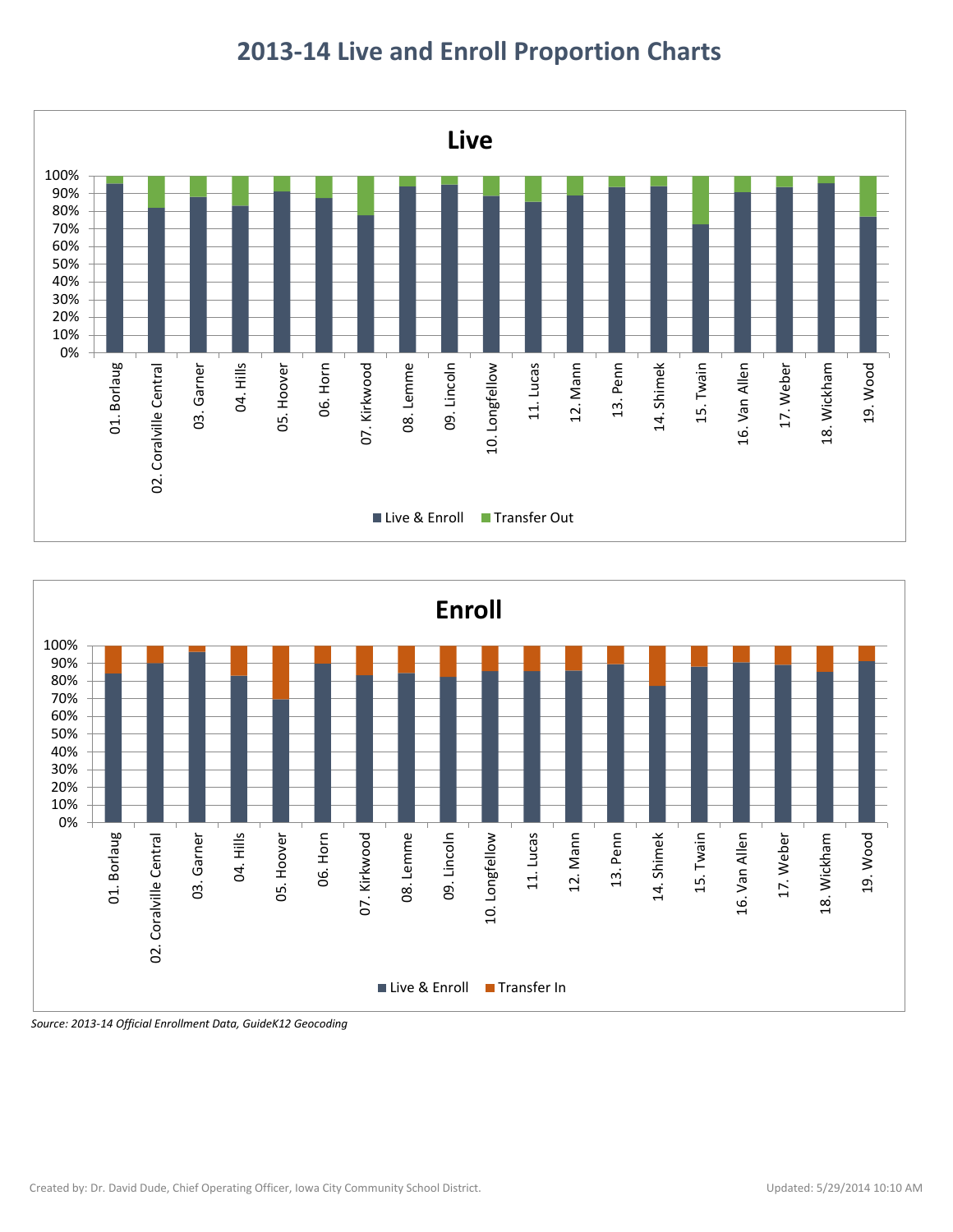# 2013-14 Live and Enroll Proportion Charts

**Live**

100%
90%
80%
70%
60%
50%
40%
30%
20%
10%
0%

01. Borlaug
02. Coralville Central
03. Garner
04. Hills
05. Hoover
06. Horn
07. Kirkwood
08. Lemme
09. Lincoln
10. Longfellow
11. Lucas
12. Mann
13. Penn
14. Shimek
15. Twain
16. Van Allen
17. Weber
18. Wickham
19. Wood

Live & Enroll
Transfer Out

**Enroll**

100%
90%
80%
70%
60%
50%
40%
30%
20%
10%
0%

01. Borlaug
02. Coralville Central
03. Garner
04. Hills
05. Hoover
06. Horn
07. Kirkwood
08. Lemme
09. Lincoln
10. Longfellow
11. Lucas
12. Mann
13. Penn
14. Shimek
15. Twain
16. Van Allen
17. Weber
18. Wickham
19. Wood

Live & Enroll
Transfer In

*Source: 2013-14 Official Enrollment Data, GuideK12 Geocoding*

Created by: Dr. David Dude, Chief Operating Officer, Iowa City Community School District.

Updated: 5/29/2014 10:10 AM